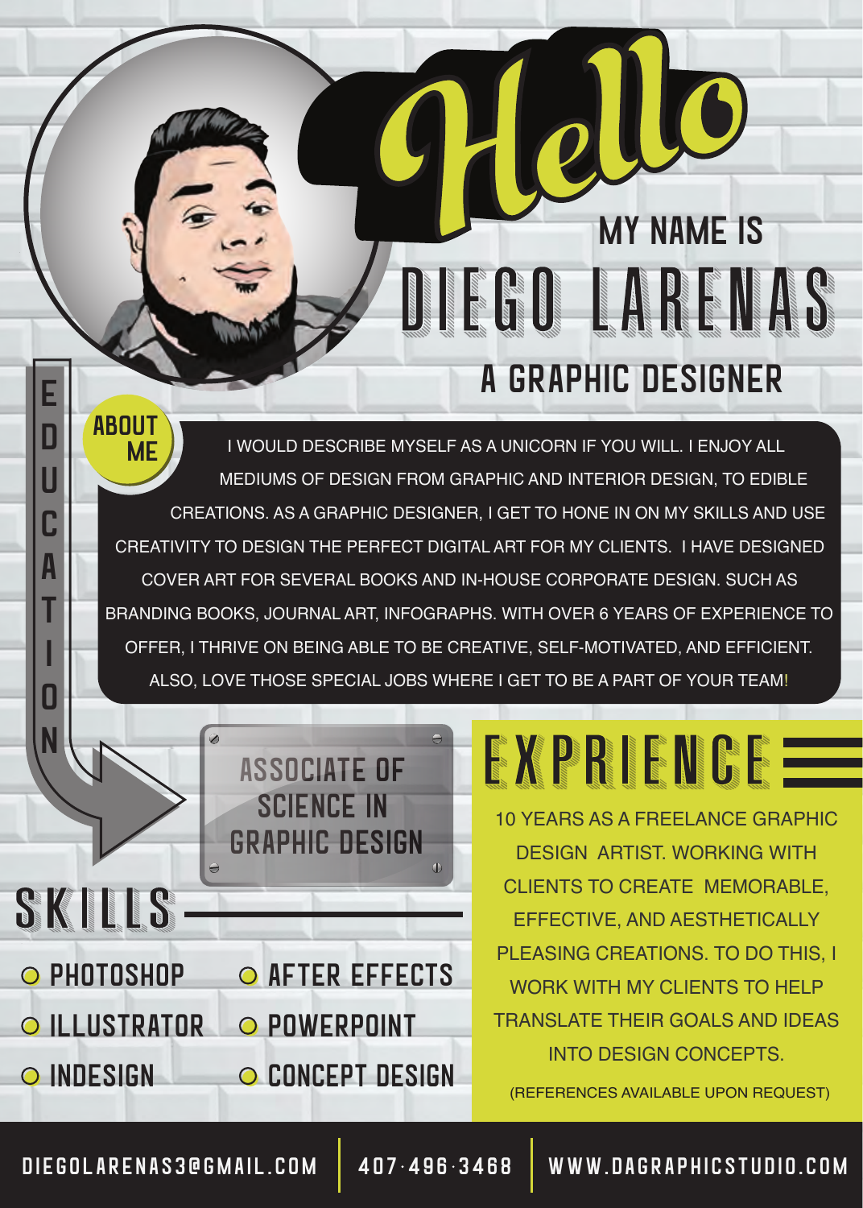# Hello

MY NAME IS

# DIEGO LARENAS

## A GRAPHIC DESIGNER

## ABOUT ME

I WOULD DESCRIBE MYSELF AS A UNICORN IF YOU WILL. I ENJOY ALL MEDIUMS OF DESIGN FROM GRAPHIC AND INTERIOR DESIGN, TO EDIBLE CREATIONS. AS A GRAPHIC DESIGNER, I GET TO HONE IN ON MY SKILLS AND USE CREATIVITY TO DESIGN THE PERFECT DIGITAL ART FOR MY CLIENTS. I HAVE DESIGNED COVER ART FOR SEVERAL BOOKS AND IN-HOUSE CORPORATE DESIGN. SUCH AS BRANDING BOOKS, JOURNAL ART, INFOGRAPHS. WITH OVER 6 YEARS OF EXPERIENCE TO OFFER, I THRIVE ON BEING ABLE TO BE CREATIVE, SELF-MOTIVATED, AND EFFICIENT. ALSO, LOVE THOSE SPECIAL JOBS WHERE I GET TO BE A PART OF YOUR TEAM!

## EDUCATION

ASSOCIATE OF SCIENCE IN GRAPHIC DESIGN

## SKILLS

- PHOTOSHOP
- ILLUSTRATOR
- INDESIGN
- AFTER EFFECTS
- POWERPOINT
- CONCEPT DESIGN

## EXPRIENCE

10 YEARS AS A FREELANCE GRAPHIC DESIGN ARTIST. WORKING WITH CLIENTS TO CREATE MEMORABLE, EFFECTIVE, AND AESTHETICALLY PLEASING CREATIONS. TO DO THIS, I WORK WITH MY CLIENTS TO HELP TRANSLATE THEIR GOALS AND IDEAS INTO DESIGN CONCEPTS.

(REFERENCES AVAILABLE UPON REQUEST)

DIEGOLARENAS3@GMAIL.COM | 407·496·3468 | WWW.DAGRAPHICSTUDIO.COM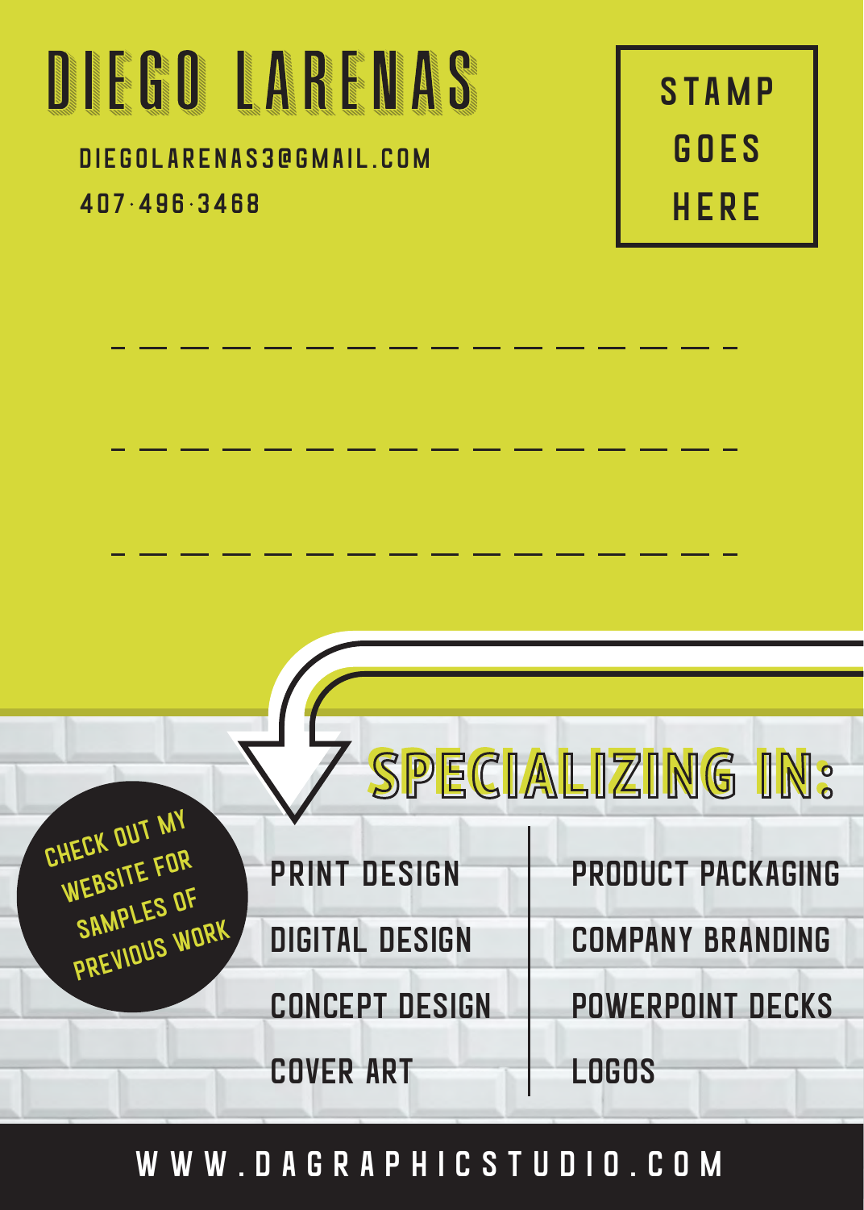# DIEGO LARENAS

DIEGOLARENAS3@GMAIL.COM

407·496·3468

STAMP GOES HERE

\_ \_ \_ \_ \_ \_ \_ \_ \_ \_ \_ \_ \_ \_ \_ \_

\_ \_ \_ \_ \_ \_ \_ \_ \_ \_ \_ \_ \_ \_ \_ \_

\_ \_ \_ \_ \_ \_ \_ \_ \_ \_ \_ \_ \_ \_ \_ \_

CHECK OUT MY WEBSITE FOR SAMPLES OF PREVIOUS WORK

## SPECIALIZING IN:

- PRINT DESIGN
- DIGITAL DESIGN
- CONCEPT DESIGN
- COVER ART
- PRODUCT PACKAGING
- COMPANY BRANDING
- POWERPOINT DECKS
- LOGOS

WWW.DAGRAPHICSTUDIO.COM